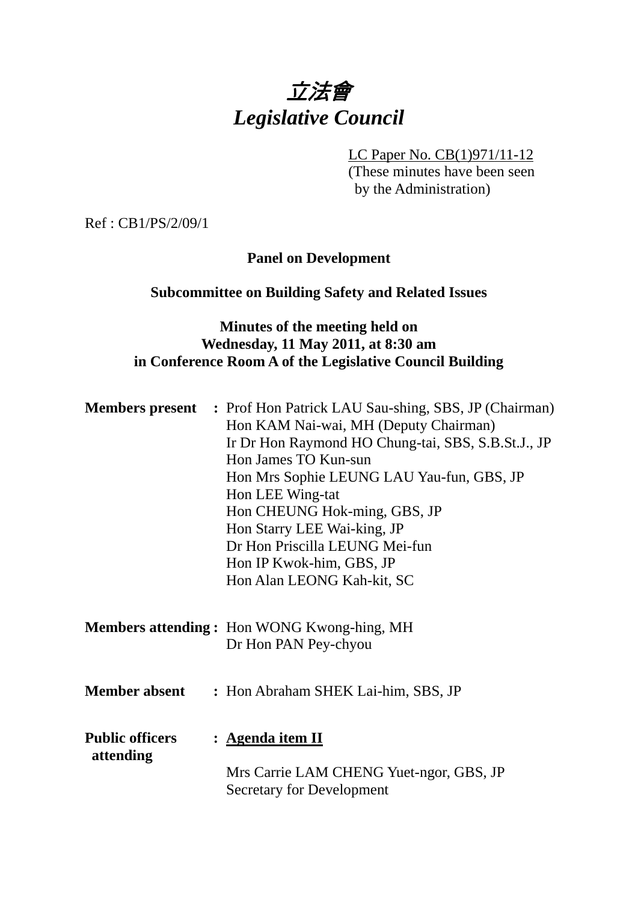# *立法會*
# *Legislative Council*

LC Paper No. CB(1)971/11-12
(These minutes have been seen by the Administration)

Ref : CB1/PS/2/09/1

**Panel on Development**

**Subcommittee on Building Safety and Related Issues**

**Minutes of the meeting held on**
**Wednesday, 11 May 2011, at 8:30 am**
**in Conference Room A of the Legislative Council Building**

**Members present** : Prof Hon Patrick LAU Sau-shing, SBS, JP (Chairman)
Hon KAM Nai-wai, MH (Deputy Chairman)
Ir Dr Hon Raymond HO Chung-tai, SBS, S.B.St.J., JP
Hon James TO Kun-sun
Hon Mrs Sophie LEUNG LAU Yau-fun, GBS, JP
Hon LEE Wing-tat
Hon CHEUNG Hok-ming, GBS, JP
Hon Starry LEE Wai-king, JP
Dr Hon Priscilla LEUNG Mei-fun
Hon IP Kwok-him, GBS, JP
Hon Alan LEONG Kah-kit, SC

**Members attending** : Hon WONG Kwong-hing, MH
Dr Hon PAN Pey-chyou

**Member absent** : Hon Abraham SHEK Lai-him, SBS, JP

**Public officers attending** : **Agenda item II**

Mrs Carrie LAM CHENG Yuet-ngor, GBS, JP
Secretary for Development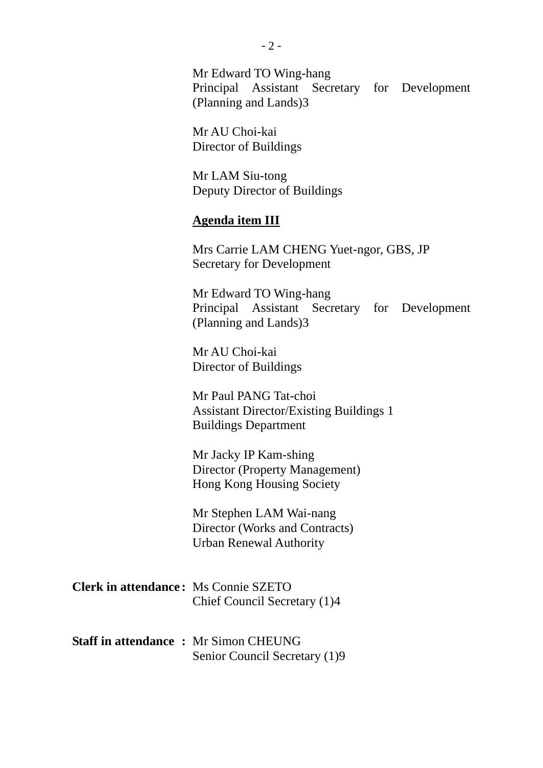Mr Edward TO Wing-hang
Principal Assistant Secretary for Development (Planning and Lands)3

Mr AU Choi-kai
Director of Buildings

Mr LAM Siu-tong
Deputy Director of Buildings

**Agenda item III**

Mrs Carrie LAM CHENG Yuet-ngor, GBS, JP
Secretary for Development

Mr Edward TO Wing-hang
Principal Assistant Secretary for Development (Planning and Lands)3

Mr AU Choi-kai
Director of Buildings

Mr Paul PANG Tat-choi
Assistant Director/Existing Buildings 1
Buildings Department

Mr Jacky IP Kam-shing
Director (Property Management)
Hong Kong Housing Society

Mr Stephen LAM Wai-nang
Director (Works and Contracts)
Urban Renewal Authority

**Clerk in attendance :** Ms Connie SZETO
Chief Council Secretary (1)4

**Staff in attendance :** Mr Simon CHEUNG
Senior Council Secretary (1)9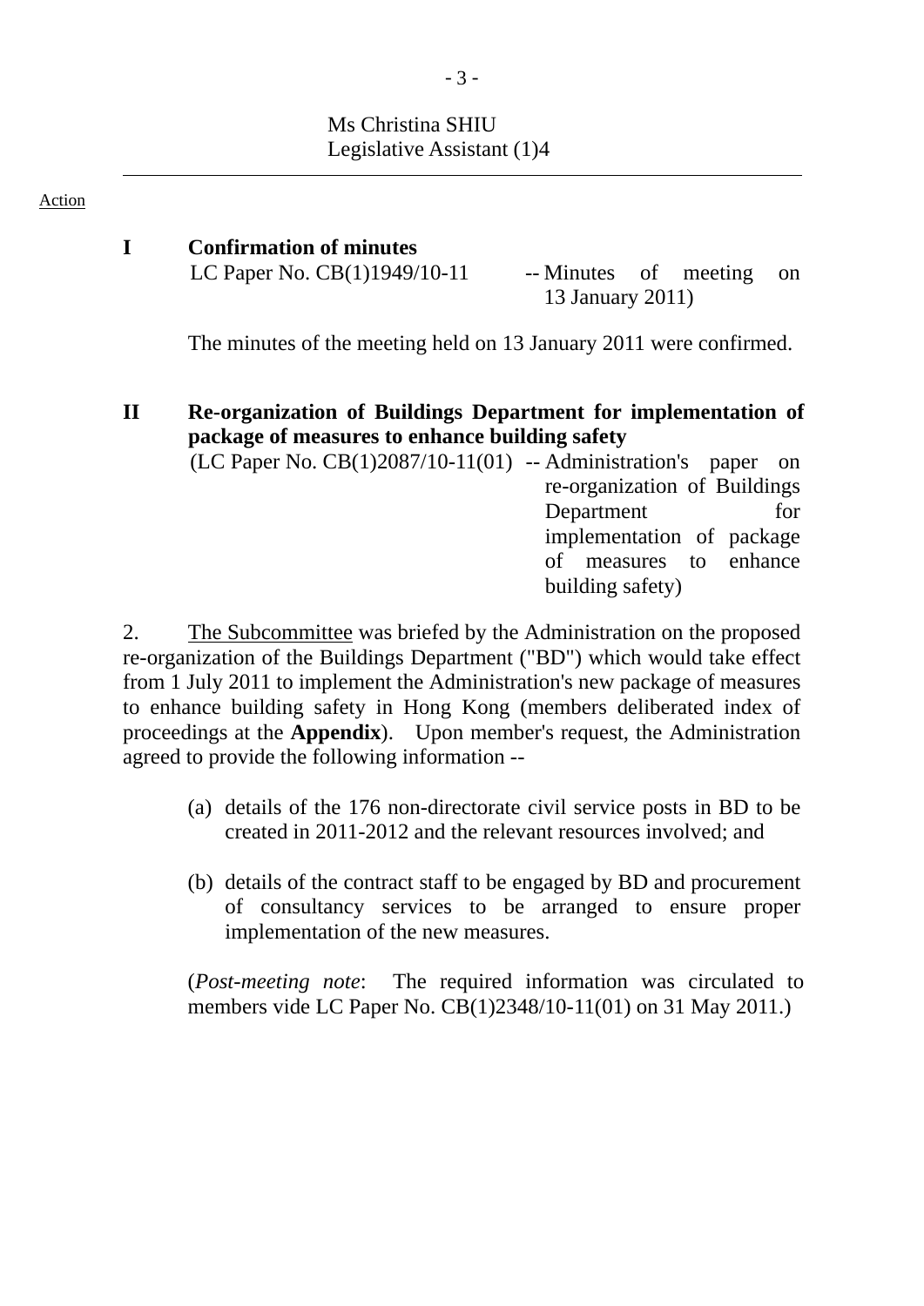Ms Christina SHIU
Legislative Assistant (1)4

---

Action

**I Confirmation of minutes**

LC Paper No. CB(1)1949/10-11 -- Minutes of meeting on 13 January 2011)

The minutes of the meeting held on 13 January 2011 were confirmed.

**II Re-organization of Buildings Department for implementation of package of measures to enhance building safety**

(LC Paper No. CB(1)2087/10-11(01) -- Administration's paper on re-organization of Buildings Department for implementation of package of measures to enhance building safety)

2. The Subcommittee was briefed by the Administration on the proposed re-organization of the Buildings Department ("BD") which would take effect from 1 July 2011 to implement the Administration's new package of measures to enhance building safety in Hong Kong (members deliberated index of proceedings at the **Appendix**). Upon member's request, the Administration agreed to provide the following information --

(a) details of the 176 non-directorate civil service posts in BD to be created in 2011-2012 and the relevant resources involved; and

(b) details of the contract staff to be engaged by BD and procurement of consultancy services to be arranged to ensure proper implementation of the new measures.

(*Post-meeting note*: The required information was circulated to members vide LC Paper No. CB(1)2348/10-11(01) on 31 May 2011.)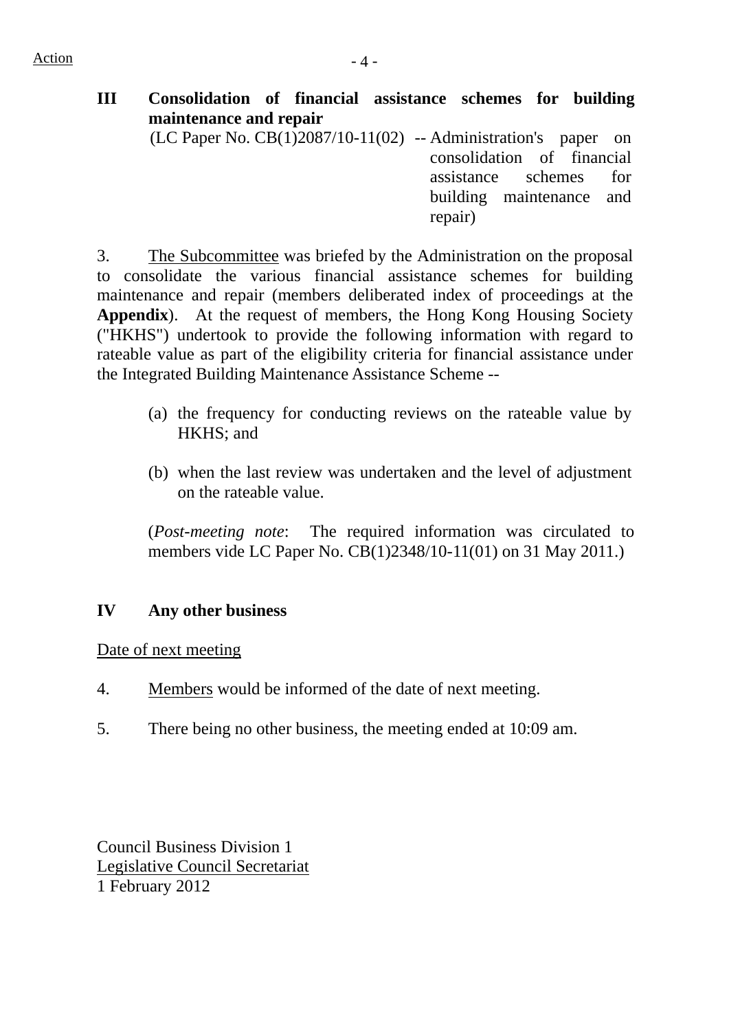Action

## III Consolidation of financial assistance schemes for building maintenance and repair

(LC Paper No. CB(1)2087/10-11(02) -- Administration's paper on consolidation of financial assistance schemes for building maintenance and repair)

3. The Subcommittee was briefed by the Administration on the proposal to consolidate the various financial assistance schemes for building maintenance and repair (members deliberated index of proceedings at the **Appendix**). At the request of members, the Hong Kong Housing Society ("HKHS") undertook to provide the following information with regard to rateable value as part of the eligibility criteria for financial assistance under the Integrated Building Maintenance Assistance Scheme --

(a) the frequency for conducting reviews on the rateable value by HKHS; and

(b) when the last review was undertaken and the level of adjustment on the rateable value.

(*Post-meeting note*: The required information was circulated to members vide LC Paper No. CB(1)2348/10-11(01) on 31 May 2011.)

## IV Any other business

Date of next meeting

4. Members would be informed of the date of next meeting.

5. There being no other business, the meeting ended at 10:09 am.

Council Business Division 1
Legislative Council Secretariat
1 February 2012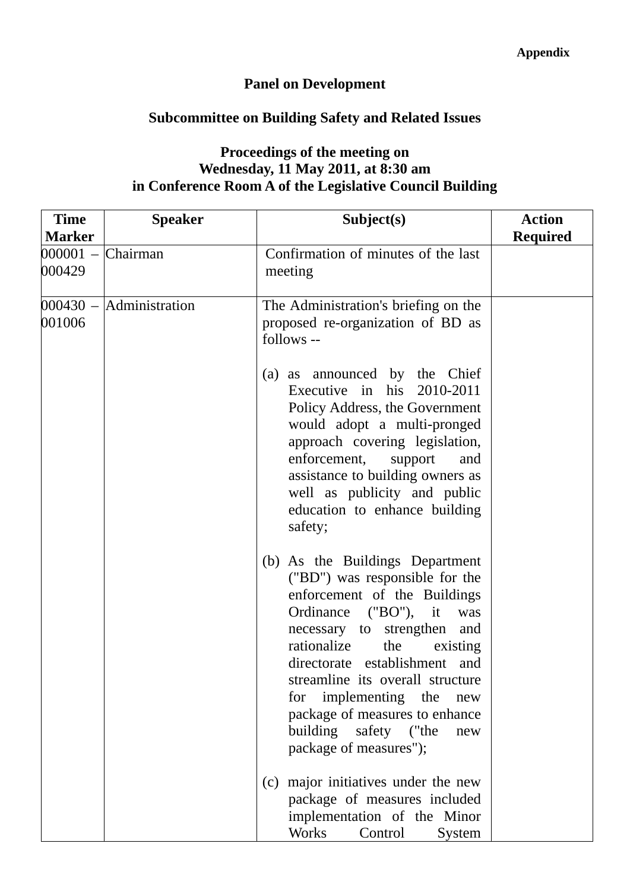**Appendix**

# Panel on Development

## Subcommittee on Building Safety and Related Issues

### Proceedings of the meeting on Wednesday, 11 May 2011, at 8:30 am in Conference Room A of the Legislative Council Building

| Time Marker | Speaker | Subject(s) | Action Required |
|---|---|---|---|
| 000001 – 000429 | Chairman | Confirmation of minutes of the last meeting | |
| 000430 – 001006 | Administration | The Administration's briefing on the proposed re-organization of BD as follows --<br><br>(a) as announced by the Chief Executive in his 2010-2011 Policy Address, the Government would adopt a multi-pronged approach covering legislation, enforcement, support and assistance to building owners as well as publicity and public education to enhance building safety;<br><br>(b) As the Buildings Department ("BD") was responsible for the enforcement of the Buildings Ordinance ("BO"), it was necessary to strengthen and rationalize the existing directorate establishment and streamline its overall structure for implementing the new package of measures to enhance building safety ("the new package of measures");<br><br>(c) major initiatives under the new package of measures included implementation of the Minor Works Control System | |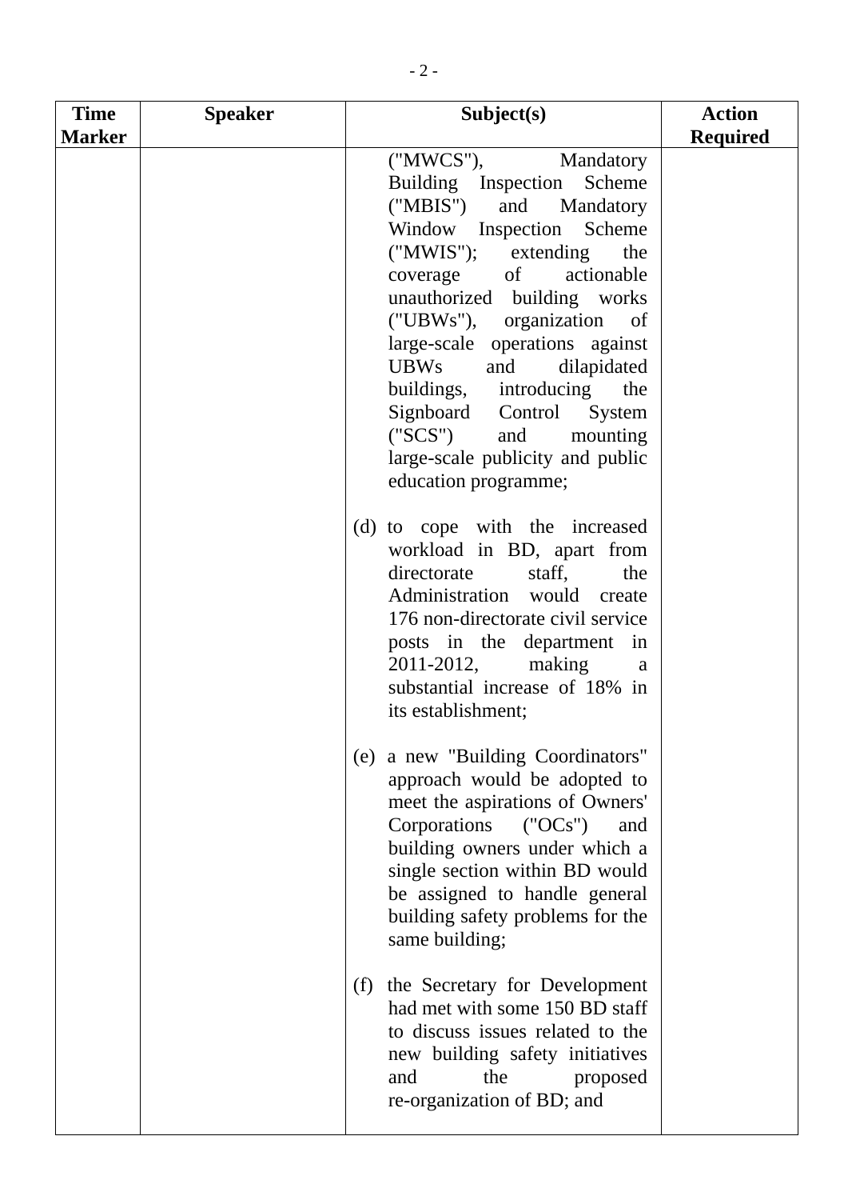| Time Marker | Speaker | Subject(s) | Action Required |
|---|---|---|---|
| | | ("MWCS"), Mandatory Building Inspection Scheme ("MBIS") and Mandatory Window Inspection Scheme ("MWIS"); extending the coverage of actionable unauthorized building works ("UBWs"), organization of large-scale operations against UBWs and dilapidated buildings, introducing the Signboard Control System ("SCS") and mounting large-scale publicity and public education programme;<br><br>(d) to cope with the increased workload in BD, apart from directorate staff, the Administration would create 176 non-directorate civil service posts in the department in 2011-2012, making a substantial increase of 18% in its establishment;<br><br>(e) a new "Building Coordinators" approach would be adopted to meet the aspirations of Owners' Corporations ("OCs") and building owners under which a single section within BD would be assigned to handle general building safety problems for the same building;<br><br>(f) the Secretary for Development had met with some 150 BD staff to discuss issues related to the new building safety initiatives and the proposed re-organization of BD; and | |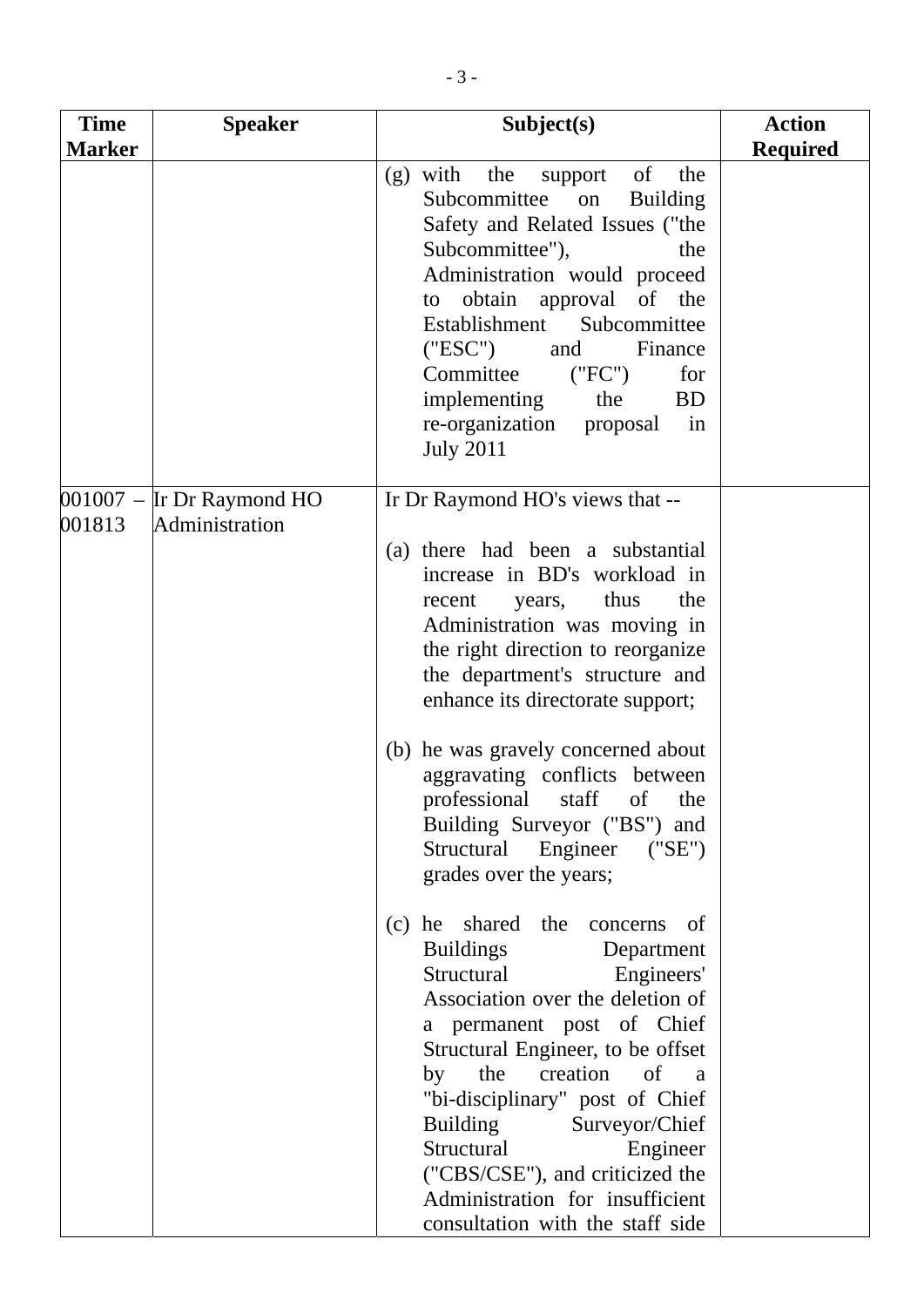| Time Marker | Speaker | Subject(s) | Action Required |
|---|---|---|---|
| | | (g) with the support of the Subcommittee on Building Safety and Related Issues ("the Subcommittee"), the Administration would proceed to obtain approval of the Establishment Subcommittee ("ESC") and Finance Committee ("FC") for implementing the BD re-organization proposal in July 2011 | |
| 001007 – 001813 | Ir Dr Raymond HO<br>Administration | Ir Dr Raymond HO's views that --<br><br>(a) there had been a substantial increase in BD's workload in recent years, thus the Administration was moving in the right direction to reorganize the department's structure and enhance its directorate support;<br><br>(b) he was gravely concerned about aggravating conflicts between professional staff of the Building Surveyor ("BS") and Structural Engineer ("SE") grades over the years;<br><br>(c) he shared the concerns of Buildings Department Structural Engineers' Association over the deletion of a permanent post of Chief Structural Engineer, to be offset by the creation of a "bi-disciplinary" post of Chief Building Surveyor/Chief Structural Engineer ("CBS/CSE"), and criticized the Administration for insufficient consultation with the staff side | |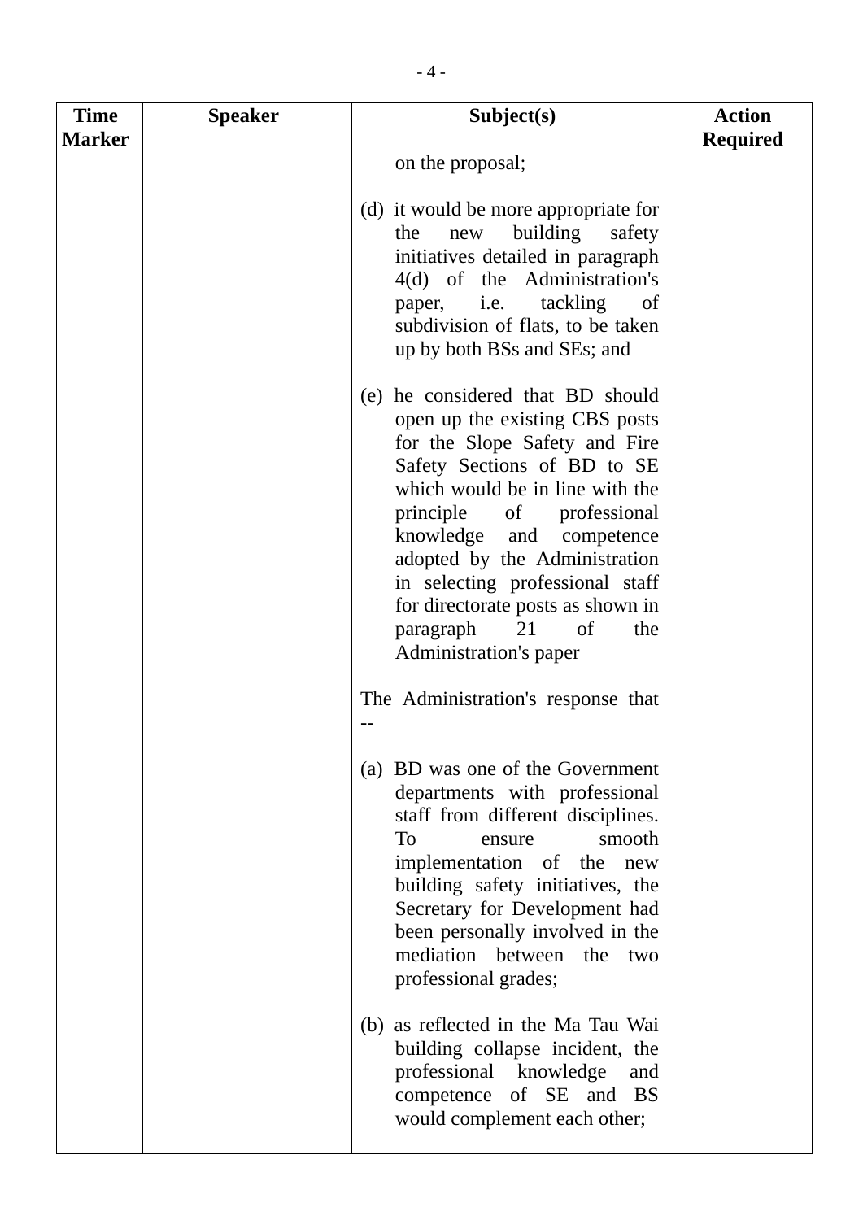| Time Marker | Speaker | Subject(s) | Action Required |
|---|---|---|---|
| | | on the proposal;<br><br>(d) it would be more appropriate for the new building safety initiatives detailed in paragraph 4(d) of the Administration's paper, i.e. tackling of subdivision of flats, to be taken up by both BSs and SEs; and<br><br>(e) he considered that BD should open up the existing CBS posts for the Slope Safety and Fire Safety Sections of BD to SE which would be in line with the principle of professional knowledge and competence adopted by the Administration in selecting professional staff for directorate posts as shown in paragraph 21 of the Administration's paper<br><br>The Administration's response that --<br><br>(a) BD was one of the Government departments with professional staff from different disciplines. To ensure smooth implementation of the new building safety initiatives, the Secretary for Development had been personally involved in the mediation between the two professional grades;<br><br>(b) as reflected in the Ma Tau Wai building collapse incident, the professional knowledge and competence of SE and BS would complement each other; | |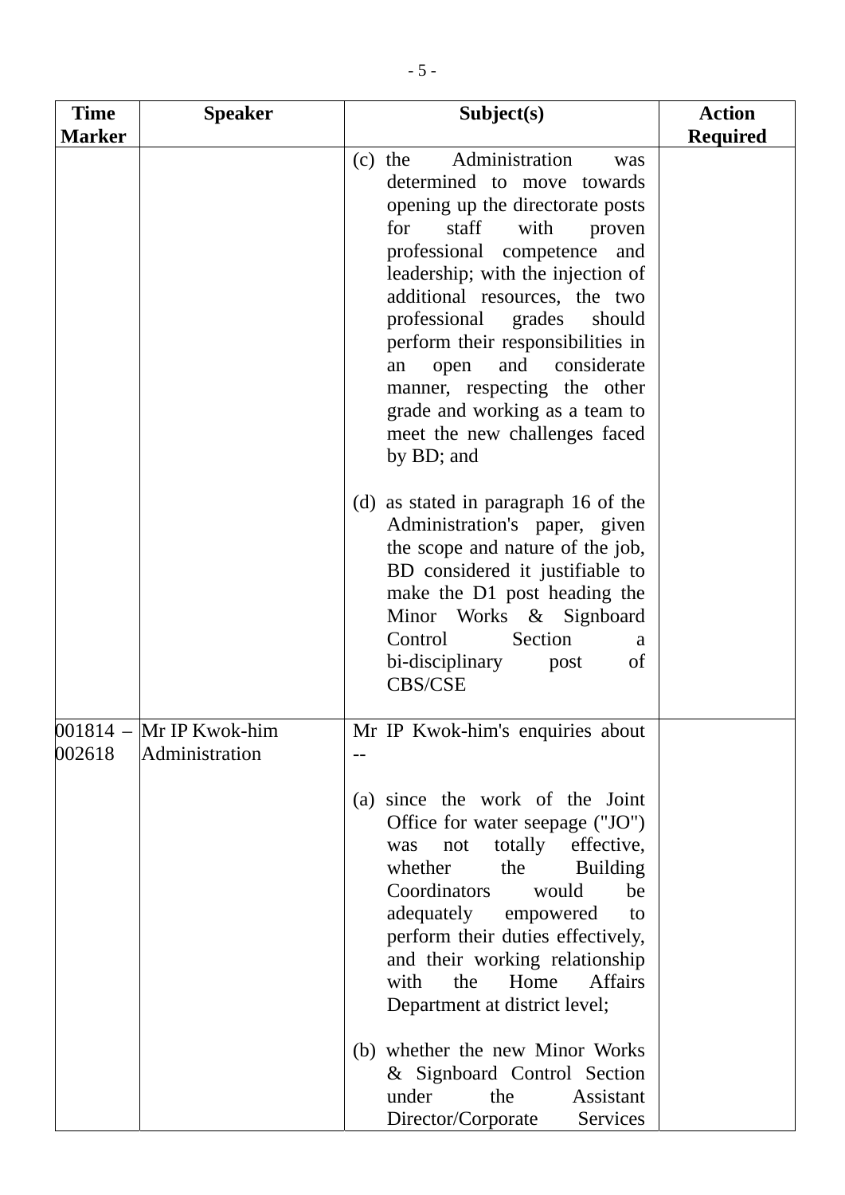| Time Marker | Speaker | Subject(s) | Action Required |
|---|---|---|---|
| | | (c) the Administration was determined to move towards opening up the directorate posts for staff with proven professional competence and leadership; with the injection of additional resources, the two professional grades should perform their responsibilities in an open and considerate manner, respecting the other grade and working as a team to meet the new challenges faced by BD; and<br><br>(d) as stated in paragraph 16 of the Administration's paper, given the scope and nature of the job, BD considered it justifiable to make the D1 post heading the Minor Works & Signboard Control Section a bi-disciplinary post of CBS/CSE | |
| 001814 – 002618 | Mr IP Kwok-him<br>Administration | Mr IP Kwok-him's enquiries about --<br><br>(a) since the work of the Joint Office for water seepage ("JO") was not totally effective, whether the Building Coordinators would be adequately empowered to perform their duties effectively, and their working relationship with the Home Affairs Department at district level;<br><br>(b) whether the new Minor Works & Signboard Control Section under the Assistant Director/Corporate Services | |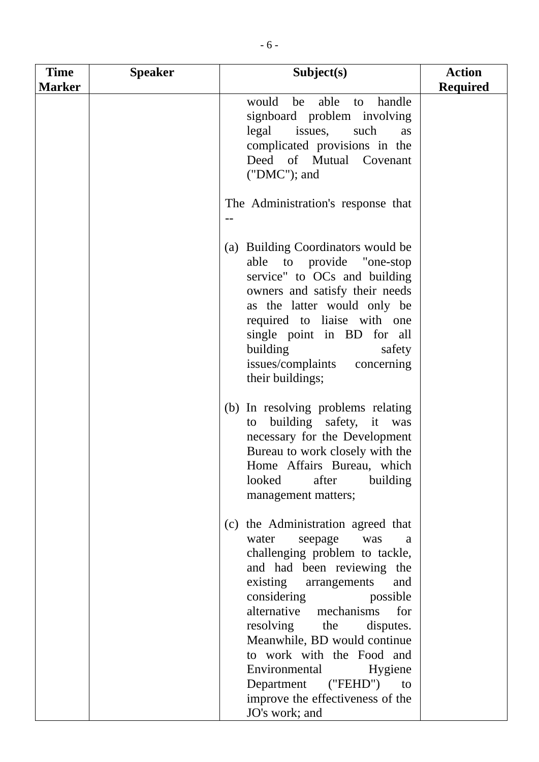| Time Marker | Speaker | Subject(s) | Action Required |
|---|---|---|---|
| | | would be able to handle signboard problem involving legal issues, such as complicated provisions in the Deed of Mutual Covenant ("DMC"); and<br><br>The Administration's response that --<br><br>(a) Building Coordinators would be able to provide "one-stop service" to OCs and building owners and satisfy their needs as the latter would only be required to liaise with one single point in BD for all building safety issues/complaints concerning their buildings;<br><br>(b) In resolving problems relating to building safety, it was necessary for the Development Bureau to work closely with the Home Affairs Bureau, which looked after building management matters;<br><br>(c) the Administration agreed that water seepage was a challenging problem to tackle, and had been reviewing the existing arrangements and considering possible alternative mechanisms for resolving the disputes. Meanwhile, BD would continue to work with the Food and Environmental Hygiene Department ("FEHD") to improve the effectiveness of the JO's work; and | |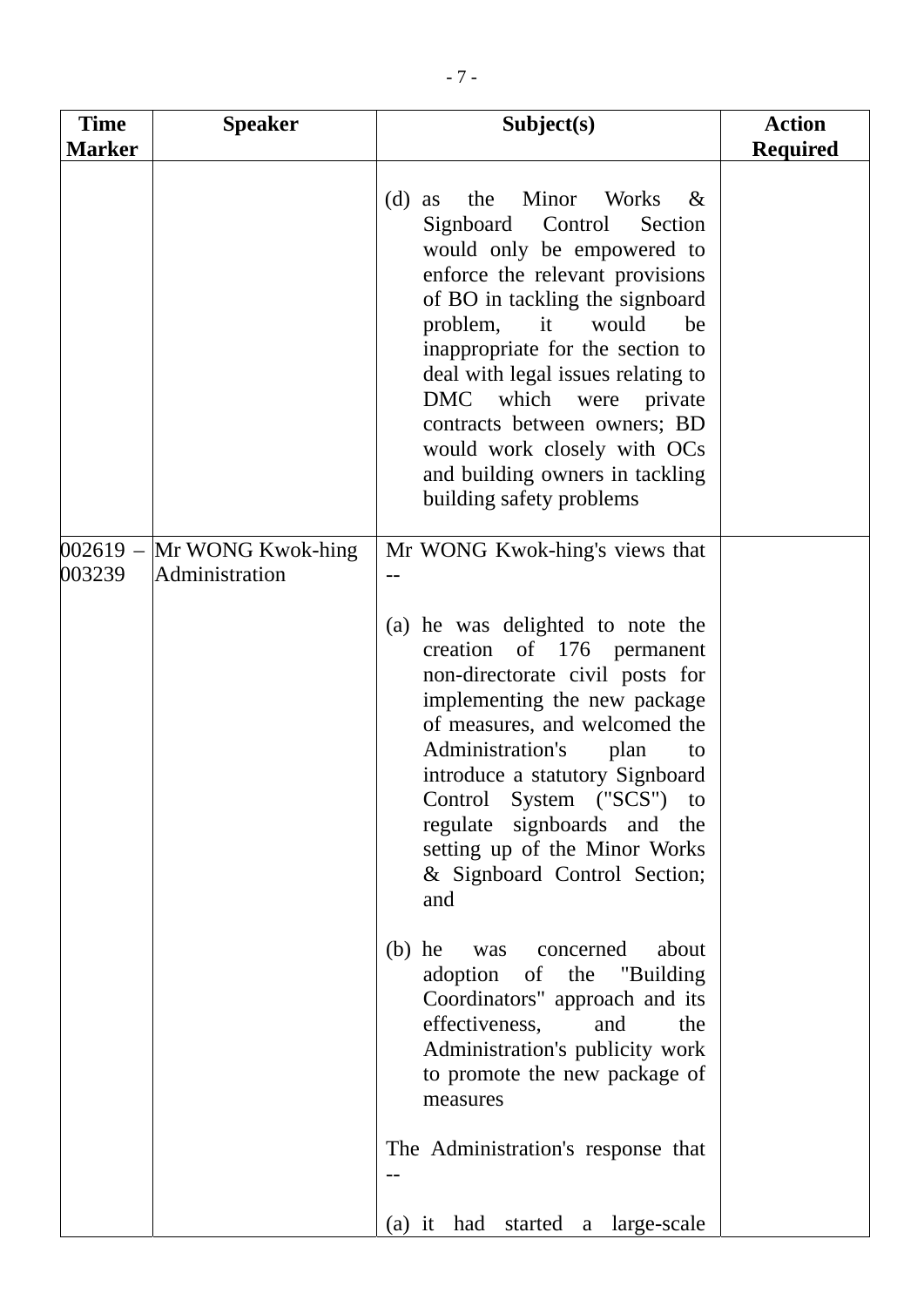| Time Marker | Speaker | Subject(s) | Action Required |
|---|---|---|---|
| | | (d) as the Minor Works & Signboard Control Section would only be empowered to enforce the relevant provisions of BO in tackling the signboard problem, it would be inappropriate for the section to deal with legal issues relating to DMC which were private contracts between owners; BD would work closely with OCs and building owners in tackling building safety problems | |
| 002619 – 003239 | Mr WONG Kwok-hing<br>Administration | Mr WONG Kwok-hing's views that --<br><br>(a) he was delighted to note the creation of 176 permanent non-directorate civil posts for implementing the new package of measures, and welcomed the Administration's plan to introduce a statutory Signboard Control System ("SCS") to regulate signboards and the setting up of the Minor Works & Signboard Control Section; and<br><br>(b) he was concerned about adoption of the "Building Coordinators" approach and its effectiveness, and the Administration's publicity work to promote the new package of measures<br><br>The Administration's response that --<br><br>(a) it had started a large-scale | |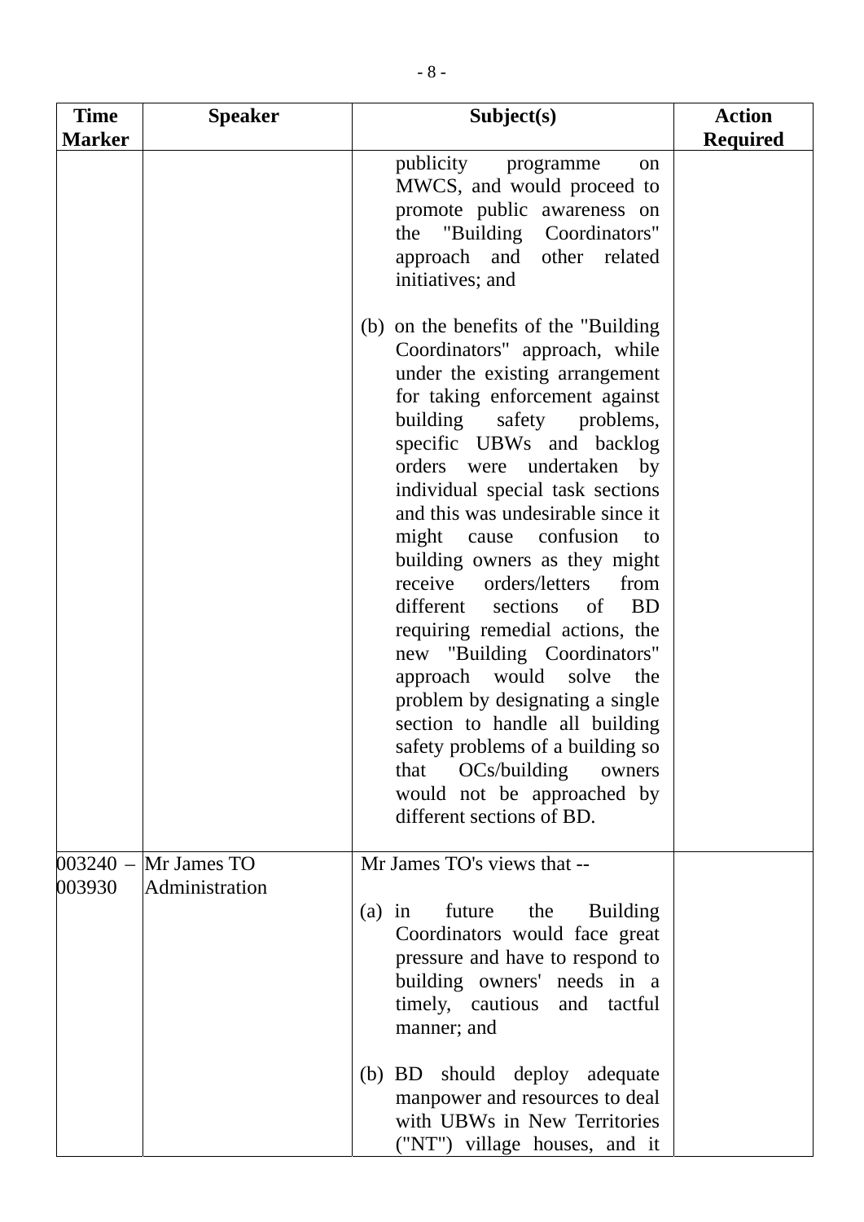| Time Marker | Speaker | Subject(s) | Action Required |
|---|---|---|---|
| | | publicity programme on MWCS, and would proceed to promote public awareness on the "Building Coordinators" approach and other related initiatives; and<br><br>(b) on the benefits of the "Building Coordinators" approach, while under the existing arrangement for taking enforcement against building safety problems, specific UBWs and backlog orders were undertaken by individual special task sections and this was undesirable since it might cause confusion to building owners as they might receive orders/letters from different sections of BD requiring remedial actions, the new "Building Coordinators" approach would solve the problem by designating a single section to handle all building safety problems of a building so that OCs/building owners would not be approached by different sections of BD. | |
| 003240 – 003930 | Mr James TO<br>Administration | Mr James TO's views that --<br><br>(a) in future the Building Coordinators would face great pressure and have to respond to building owners' needs in a timely, cautious and tactful manner; and<br><br>(b) BD should deploy adequate manpower and resources to deal with UBWs in New Territories ("NT") village houses, and it | |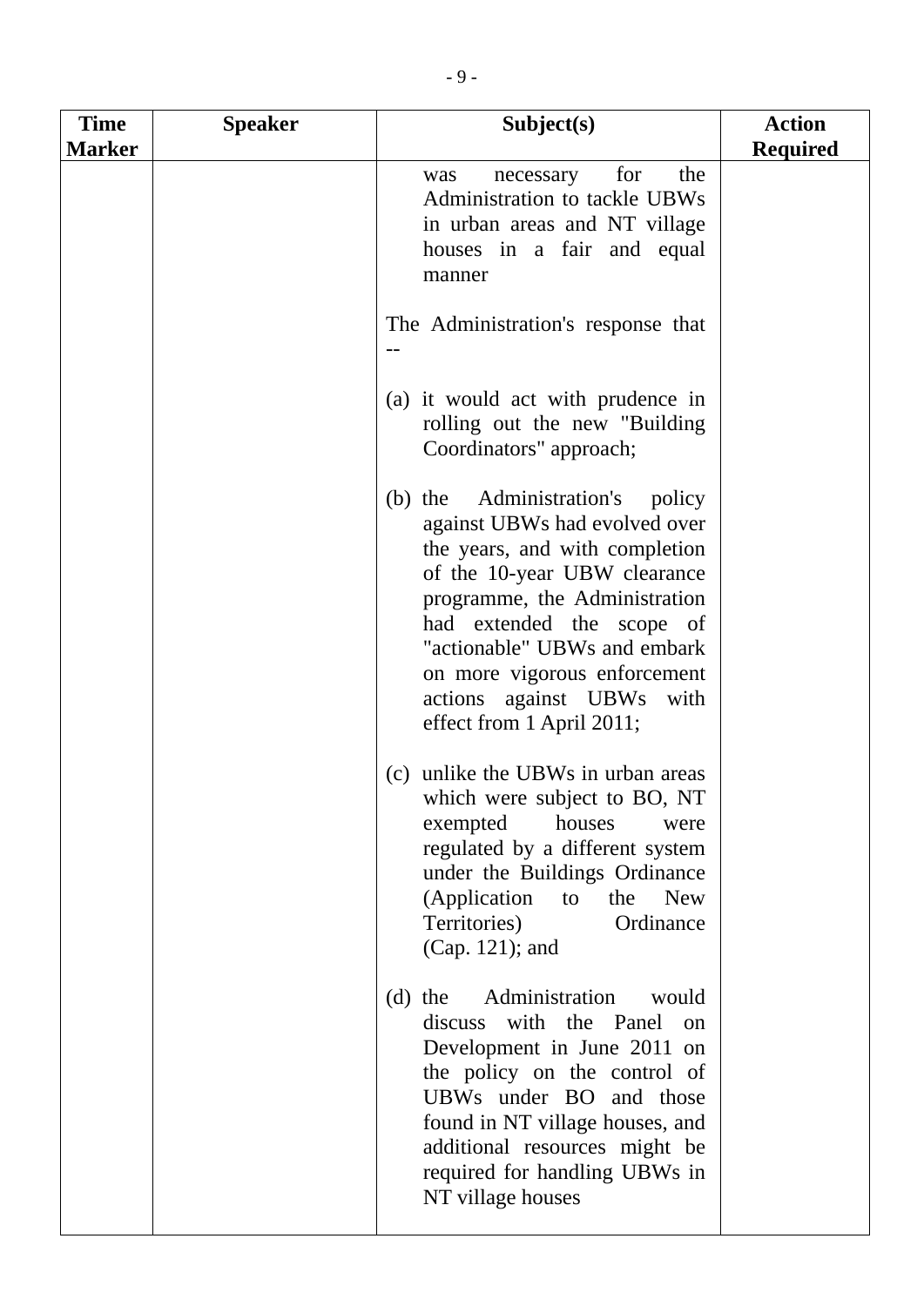| Time Marker | Speaker | Subject(s) | Action Required |
|---|---|---|---|
| | | was necessary for the Administration to tackle UBWs in urban areas and NT village houses in a fair and equal manner<br><br>The Administration's response that --<br><br>(a) it would act with prudence in rolling out the new "Building Coordinators" approach;<br><br>(b) the Administration's policy against UBWs had evolved over the years, and with completion of the 10-year UBW clearance programme, the Administration had extended the scope of "actionable" UBWs and embark on more vigorous enforcement actions against UBWs with effect from 1 April 2011;<br><br>(c) unlike the UBWs in urban areas which were subject to BO, NT exempted houses were regulated by a different system under the Buildings Ordinance (Application to the New Territories) Ordinance (Cap. 121); and<br><br>(d) the Administration would discuss with the Panel on Development in June 2011 on the policy on the control of UBWs under BO and those found in NT village houses, and additional resources might be required for handling UBWs in NT village houses | |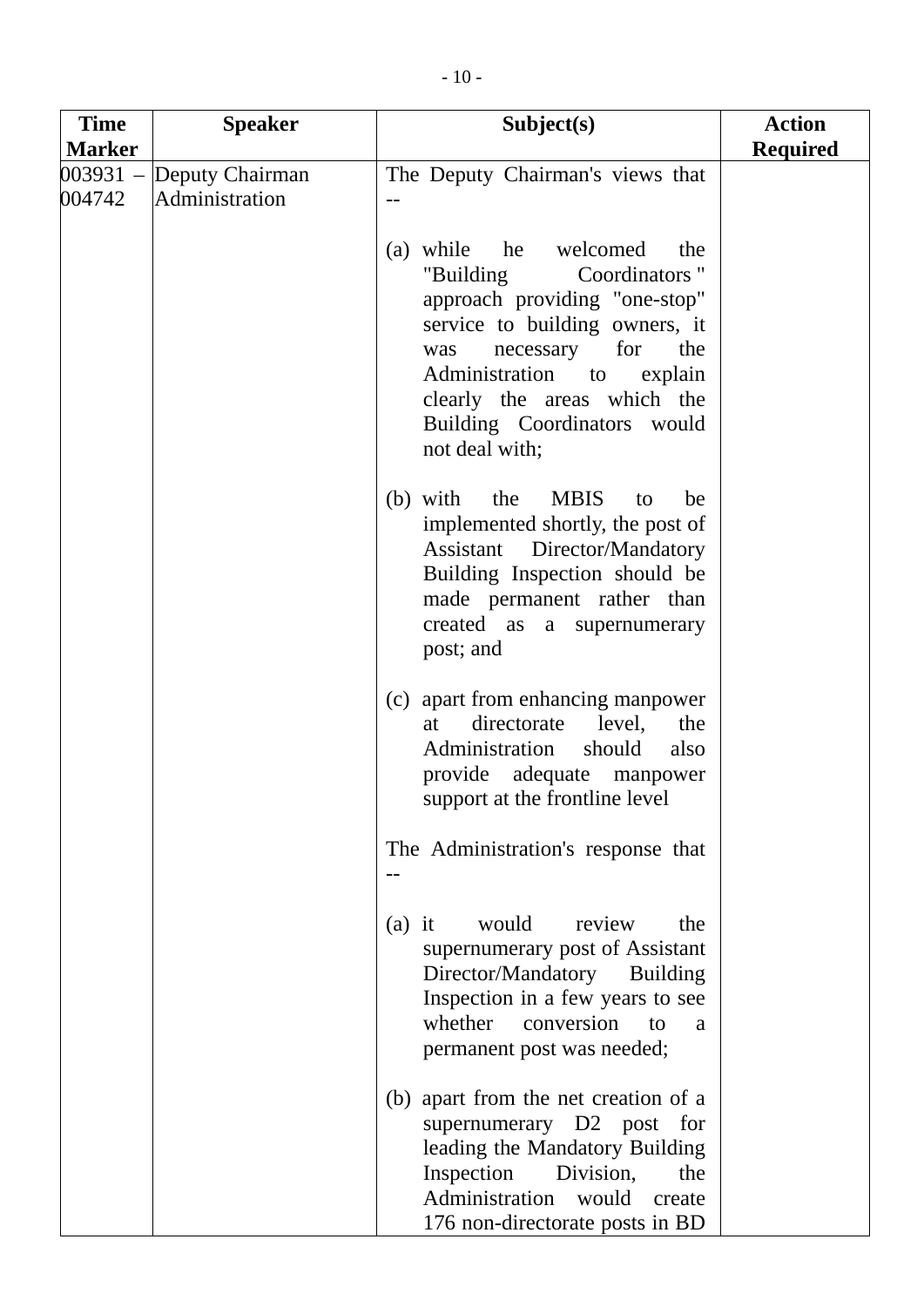| Time Marker | Speaker | Subject(s) | Action Required |
|---|---|---|---|
| 003931 – 004742 | Deputy Chairman<br>Administration | The Deputy Chairman's views that --<br><br>(a) while he welcomed the "Building Coordinators" approach providing "one-stop" service to building owners, it was necessary for the Administration to explain clearly the areas which the Building Coordinators would not deal with;<br><br>(b) with the MBIS to be implemented shortly, the post of Assistant Director/Mandatory Building Inspection should be made permanent rather than created as a supernumerary post; and<br><br>(c) apart from enhancing manpower at directorate level, the Administration should also provide adequate manpower support at the frontline level<br><br>The Administration's response that --<br><br>(a) it would review the supernumerary post of Assistant Director/Mandatory Building Inspection in a few years to see whether conversion to a permanent post was needed;<br><br>(b) apart from the net creation of a supernumerary D2 post for leading the Mandatory Building Inspection Division, the Administration would create 176 non-directorate posts in BD | |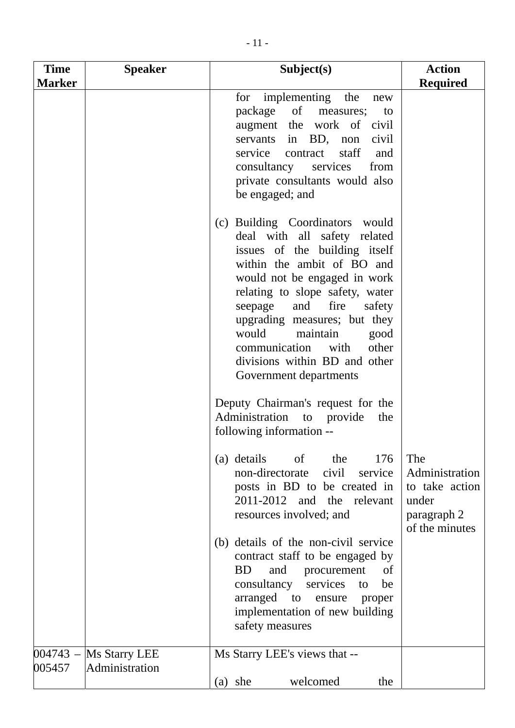| Time Marker | Speaker | Subject(s) | Action Required |
|---|---|---|---|
| | | for implementing the new package of measures; to augment the work of civil servants in BD, non civil service contract staff and consultancy services from private consultants would also be engaged; and<br><br>(c) Building Coordinators would deal with all safety related issues of the building itself within the ambit of BO and would not be engaged in work relating to slope safety, water seepage and fire safety upgrading measures; but they would maintain good communication with other divisions within BD and other Government departments<br><br>Deputy Chairman's request for the Administration to provide the following information --<br><br>(a) details of the 176 non-directorate civil service posts in BD to be created in 2011-2012 and the relevant resources involved; and<br><br>(b) details of the non-civil service contract staff to be engaged by BD and procurement of consultancy services to be arranged to ensure proper implementation of new building safety measures | The Administration to take action under paragraph 2 of the minutes |
| 004743 – 005457 | Ms Starry LEE<br>Administration | Ms Starry LEE's views that --<br><br>(a) she welcomed the | |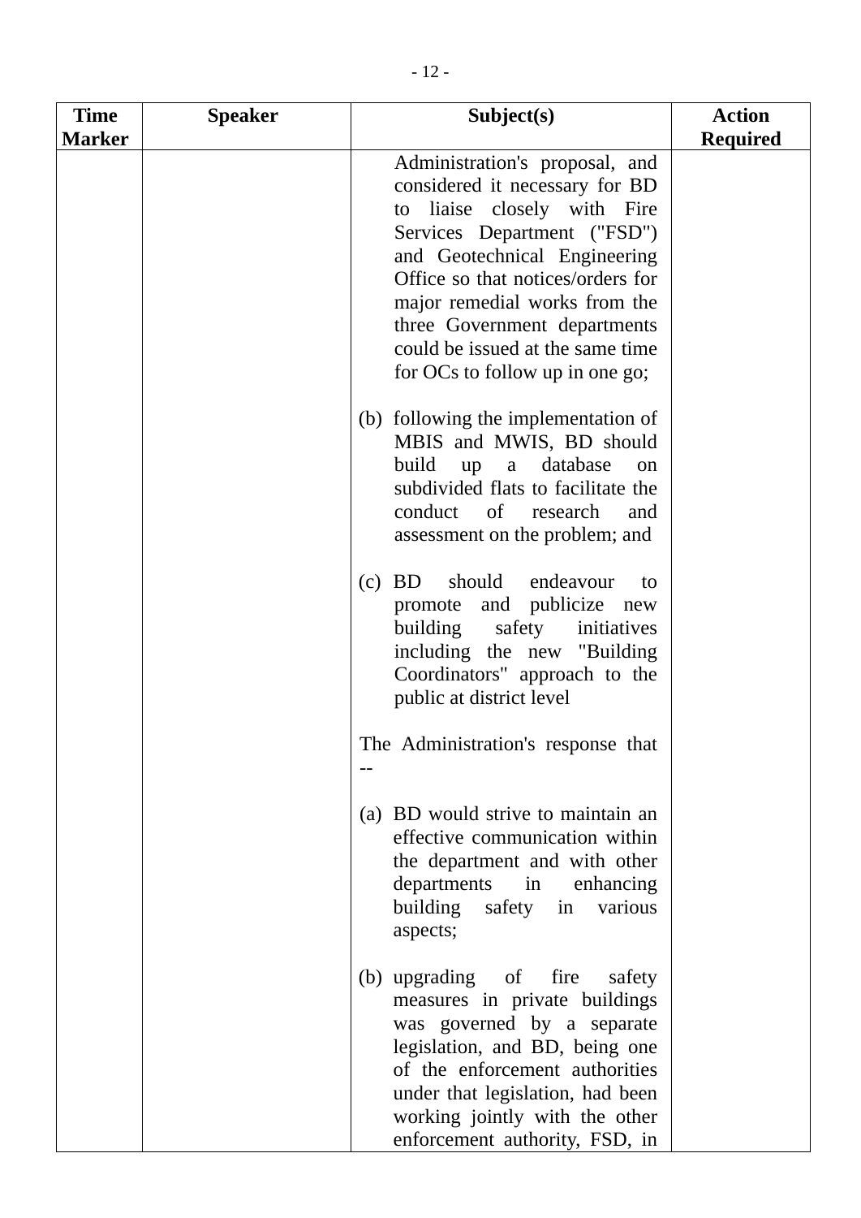| Time Marker | Speaker | Subject(s) | Action Required |
|---|---|---|---|
| | | Administration's proposal, and considered it necessary for BD to liaise closely with Fire Services Department ("FSD") and Geotechnical Engineering Office so that notices/orders for major remedial works from the three Government departments could be issued at the same time for OCs to follow up in one go;<br><br>(b) following the implementation of MBIS and MWIS, BD should build up a database on subdivided flats to facilitate the conduct of research and assessment on the problem; and<br><br>(c) BD should endeavour to promote and publicize new building safety initiatives including the new "Building Coordinators" approach to the public at district level<br><br>The Administration's response that --<br><br>(a) BD would strive to maintain an effective communication within the department and with other departments in enhancing building safety in various aspects;<br><br>(b) upgrading of fire safety measures in private buildings was governed by a separate legislation, and BD, being one of the enforcement authorities under that legislation, had been working jointly with the other enforcement authority, FSD, in | |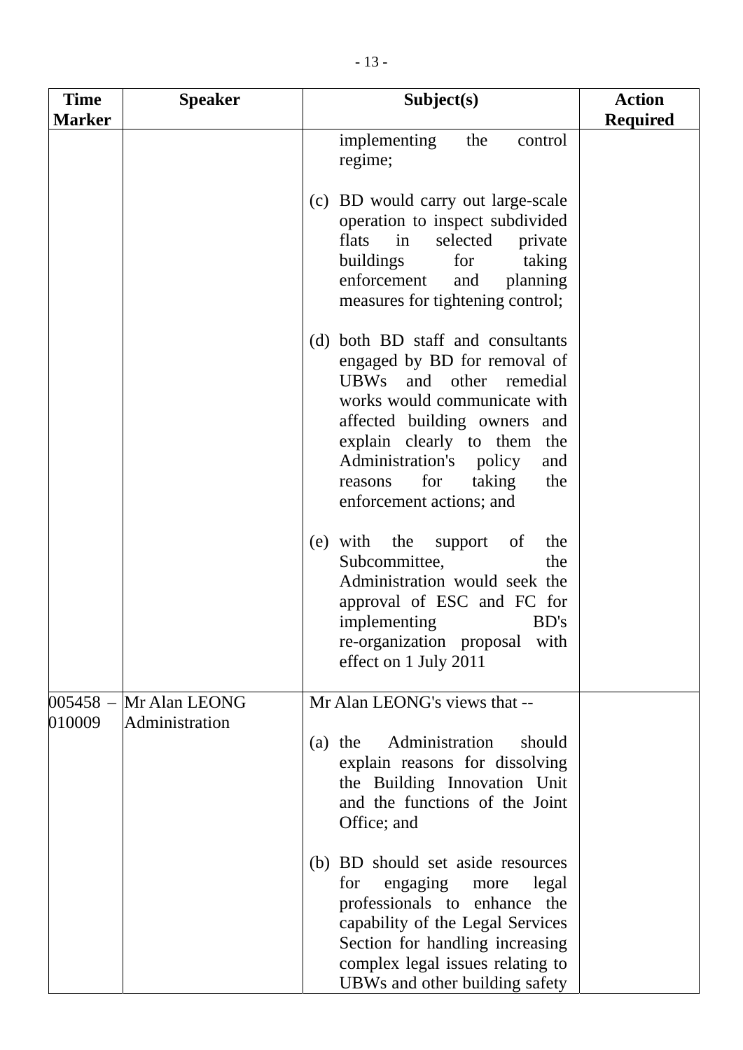| Time Marker | Speaker | Subject(s) | Action Required |
|---|---|---|---|
| | | implementing the control regime;<br><br>(c) BD would carry out large-scale operation to inspect subdivided flats in selected private buildings for taking enforcement and planning measures for tightening control;<br><br>(d) both BD staff and consultants engaged by BD for removal of UBWs and other remedial works would communicate with affected building owners and explain clearly to them the Administration's policy and reasons for taking the enforcement actions; and<br><br>(e) with the support of the Subcommittee, the Administration would seek the approval of ESC and FC for implementing BD's re-organization proposal with effect on 1 July 2011 | |
| 005458 – 010009 | Mr Alan LEONG<br>Administration | Mr Alan LEONG's views that --<br><br>(a) the Administration should explain reasons for dissolving the Building Innovation Unit and the functions of the Joint Office; and<br><br>(b) BD should set aside resources for engaging more legal professionals to enhance the capability of the Legal Services Section for handling increasing complex legal issues relating to UBWs and other building safety | |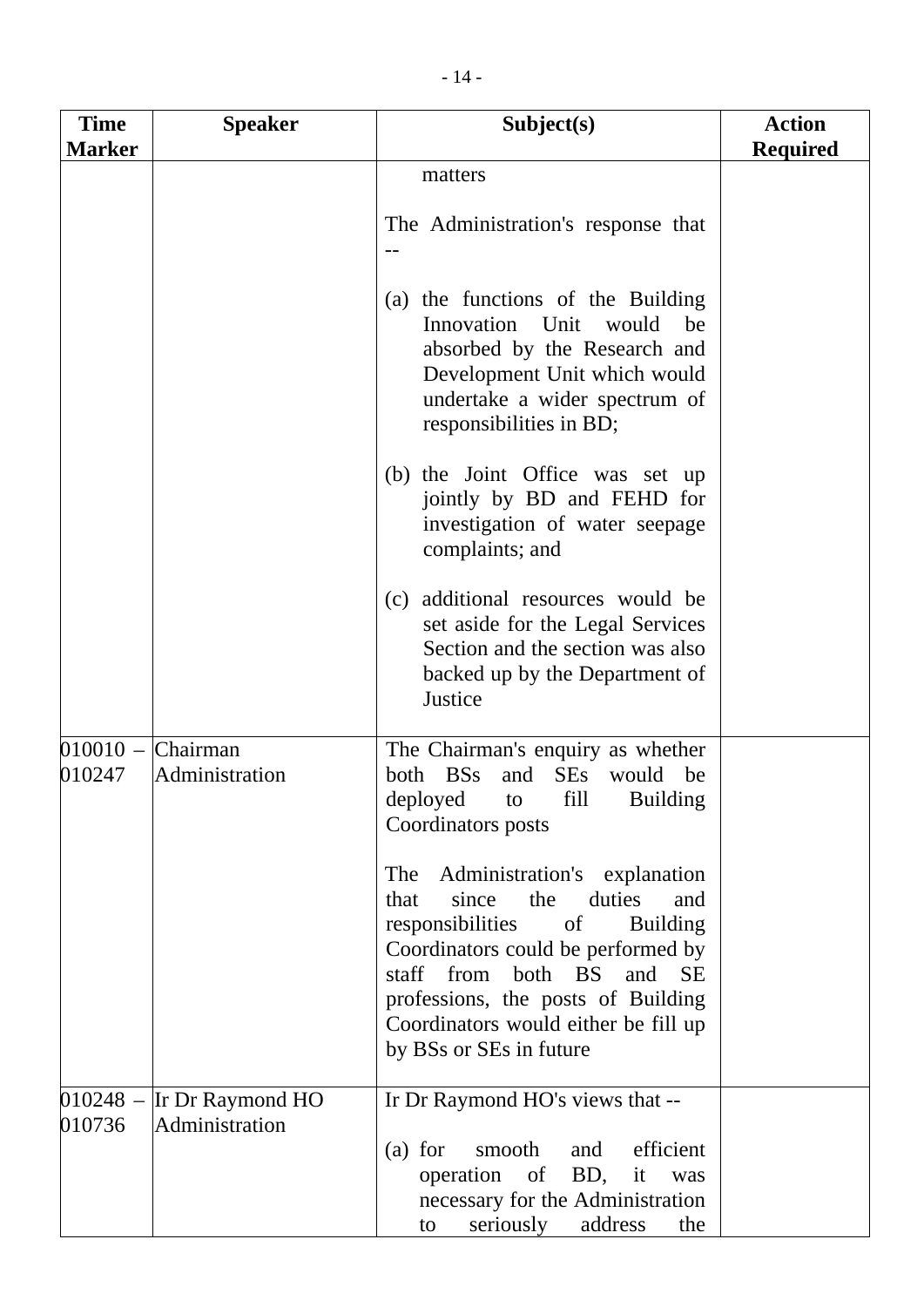| Time Marker | Speaker | Subject(s) | Action Required |
|---|---|---|---|
| | | matters<br><br>The Administration's response that --<br><br>(a) the functions of the Building Innovation Unit would be absorbed by the Research and Development Unit which would undertake a wider spectrum of responsibilities in BD;<br><br>(b) the Joint Office was set up jointly by BD and FEHD for investigation of water seepage complaints; and<br><br>(c) additional resources would be set aside for the Legal Services Section and the section was also backed up by the Department of Justice | |
| 010010 – 010247 | Chairman<br>Administration | The Chairman's enquiry as whether both BSs and SEs would be deployed to fill Building Coordinators posts<br><br>The Administration's explanation that since the duties and responsibilities of Building Coordinators could be performed by staff from both BS and SE professions, the posts of Building Coordinators would either be fill up by BSs or SEs in future | |
| 010248 – 010736 | Ir Dr Raymond HO<br>Administration | Ir Dr Raymond HO's views that --<br><br>(a) for smooth and efficient operation of BD, it was necessary for the Administration to seriously address the | |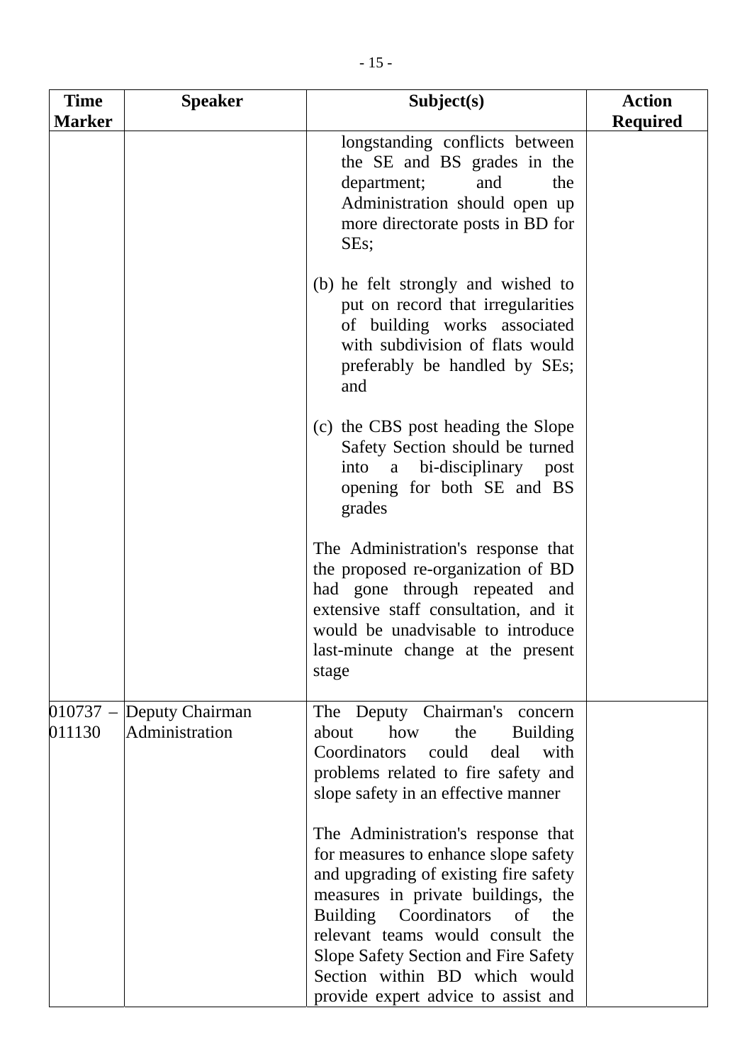| Time Marker | Speaker | Subject(s) | Action Required |
|---|---|---|---|
| | | longstanding conflicts between the SE and BS grades in the department; and the Administration should open up more directorate posts in BD for SEs;<br><br>(b) he felt strongly and wished to put on record that irregularities of building works associated with subdivision of flats would preferably be handled by SEs; and<br><br>(c) the CBS post heading the Slope Safety Section should be turned into a bi-disciplinary post opening for both SE and BS grades<br><br>The Administration's response that the proposed re-organization of BD had gone through repeated and extensive staff consultation, and it would be unadvisable to introduce last-minute change at the present stage | |
| 010737 – 011130 | Deputy Chairman<br>Administration | The Deputy Chairman's concern about how the Building Coordinators could deal with problems related to fire safety and slope safety in an effective manner<br><br>The Administration's response that for measures to enhance slope safety and upgrading of existing fire safety measures in private buildings, the Building Coordinators of the relevant teams would consult the Slope Safety Section and Fire Safety Section within BD which would provide expert advice to assist and | |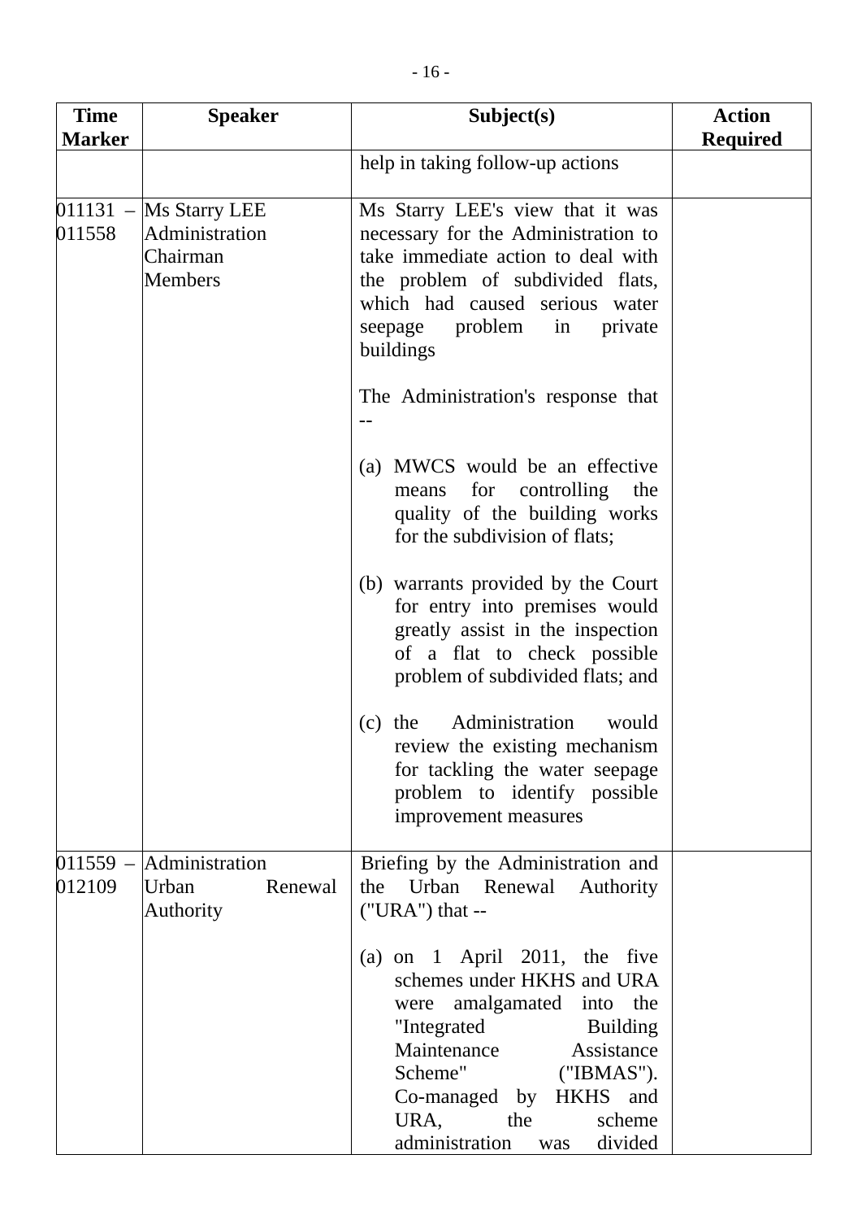| Time Marker | Speaker | Subject(s) | Action Required |
|---|---|---|---|
| | | help in taking follow-up actions | |
| 011131 – 011558 | Ms Starry LEE<br>Administration<br>Chairman<br>Members | Ms Starry LEE's view that it was necessary for the Administration to take immediate action to deal with the problem of subdivided flats, which had caused serious water seepage problem in private buildings<br><br>The Administration's response that --<br><br>(a) MWCS would be an effective means for controlling the quality of the building works for the subdivision of flats;<br><br>(b) warrants provided by the Court for entry into premises would greatly assist in the inspection of a flat to check possible problem of subdivided flats; and<br><br>(c) the Administration would review the existing mechanism for tackling the water seepage problem to identify possible improvement measures | |
| 011559 – 012109 | Administration<br>Urban Renewal Authority | Briefing by the Administration and the Urban Renewal Authority ("URA") that --<br><br>(a) on 1 April 2011, the five schemes under HKHS and URA were amalgamated into the "Integrated Building Maintenance Assistance Scheme" ("IBMAS"). Co-managed by HKHS and URA, the scheme administration was divided | |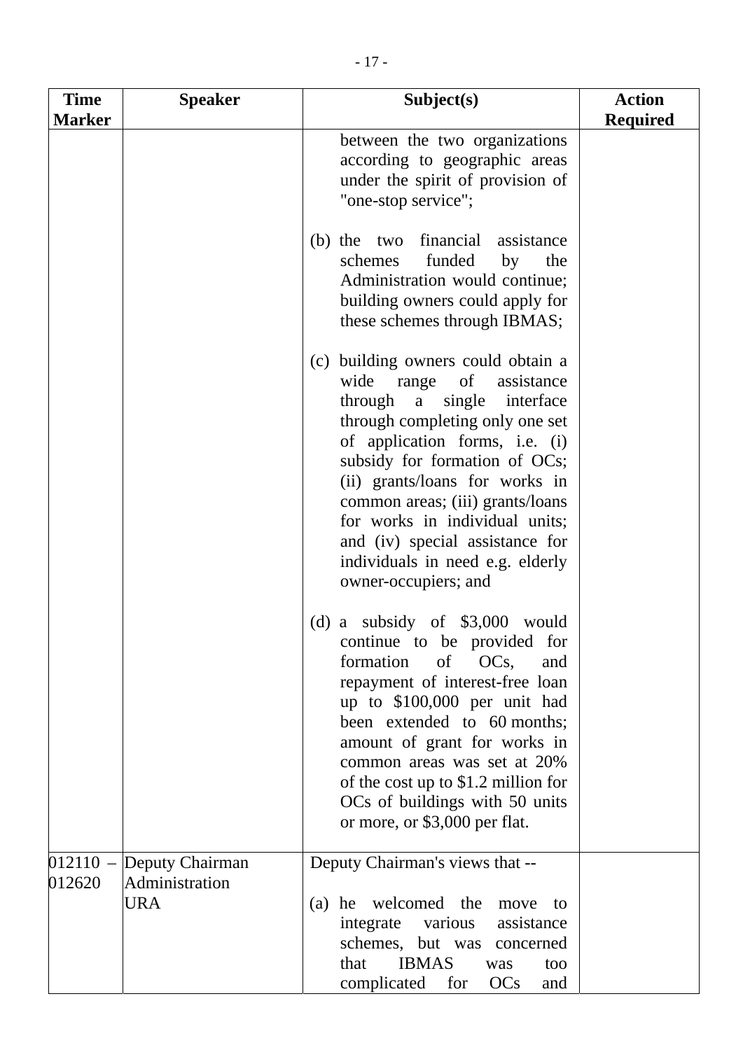| Time Marker | Speaker | Subject(s) | Action Required |
|---|---|---|---|
| | | between the two organizations according to geographic areas under the spirit of provision of "one-stop service";<br><br>(b) the two financial assistance schemes funded by the Administration would continue; building owners could apply for these schemes through IBMAS;<br><br>(c) building owners could obtain a wide range of assistance through a single interface through completing only one set of application forms, i.e. (i) subsidy for formation of OCs; (ii) grants/loans for works in common areas; (iii) grants/loans for works in individual units; and (iv) special assistance for individuals in need e.g. elderly owner-occupiers; and<br><br>(d) a subsidy of $3,000 would continue to be provided for formation of OCs, and repayment of interest-free loan up to $100,000 per unit had been extended to 60 months; amount of grant for works in common areas was set at 20% of the cost up to $1.2 million for OCs of buildings with 50 units or more, or $3,000 per flat. | |
| 012110 – 012620 | Deputy Chairman<br>Administration<br>URA | Deputy Chairman's views that --<br><br>(a) he welcomed the move to integrate various assistance schemes, but was concerned that IBMAS was too complicated for OCs and | |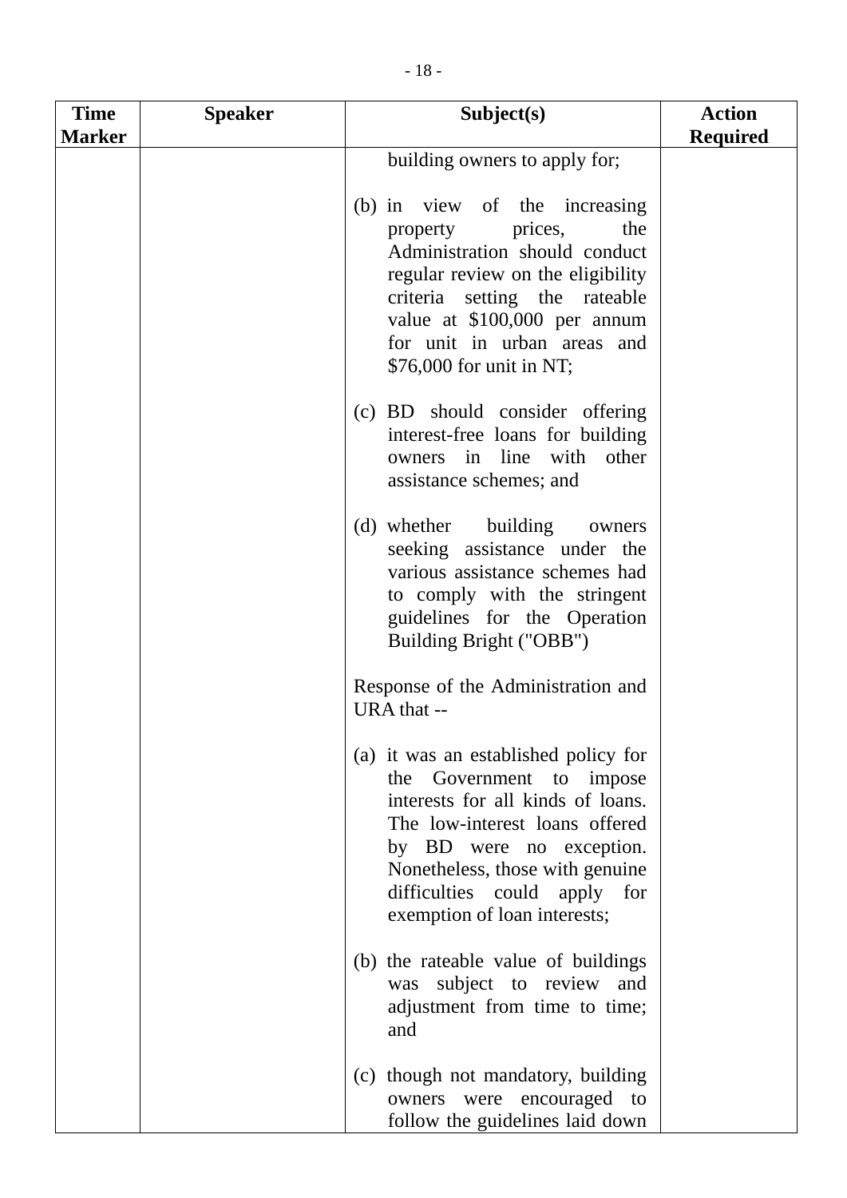| Time Marker | Speaker | Subject(s) | Action Required |
|---|---|---|---|
| | | building owners to apply for;<br><br>(b) in view of the increasing property prices, the Administration should conduct regular review on the eligibility criteria setting the rateable value at $100,000 per annum for unit in urban areas and $76,000 for unit in NT;<br><br>(c) BD should consider offering interest-free loans for building owners in line with other assistance schemes; and<br><br>(d) whether building owners seeking assistance under the various assistance schemes had to comply with the stringent guidelines for the Operation Building Bright ("OBB")<br><br>Response of the Administration and URA that --<br><br>(a) it was an established policy for the Government to impose interests for all kinds of loans. The low-interest loans offered by BD were no exception. Nonetheless, those with genuine difficulties could apply for exemption of loan interests;<br><br>(b) the rateable value of buildings was subject to review and adjustment from time to time; and<br><br>(c) though not mandatory, building owners were encouraged to follow the guidelines laid down | |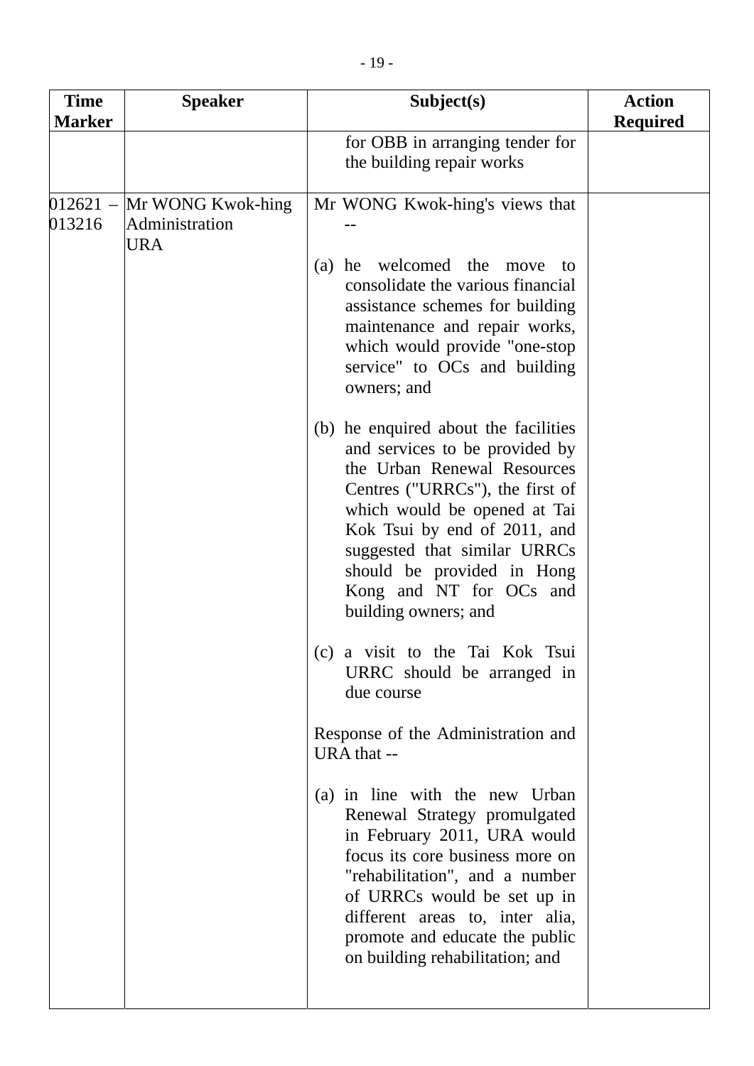| Time Marker | Speaker | Subject(s) | Action Required |
|---|---|---|---|
| | | for OBB in arranging tender for the building repair works | |
| 012621 – 013216 | Mr WONG Kwok-hing<br>Administration<br>URA | Mr WONG Kwok-hing's views that --<br><br>(a) he welcomed the move to consolidate the various financial assistance schemes for building maintenance and repair works, which would provide "one-stop service" to OCs and building owners; and<br><br>(b) he enquired about the facilities and services to be provided by the Urban Renewal Resources Centres ("URRCs"), the first of which would be opened at Tai Kok Tsui by end of 2011, and suggested that similar URRCs should be provided in Hong Kong and NT for OCs and building owners; and<br><br>(c) a visit to the Tai Kok Tsui URRC should be arranged in due course<br><br>Response of the Administration and URA that --<br><br>(a) in line with the new Urban Renewal Strategy promulgated in February 2011, URA would focus its core business more on "rehabilitation", and a number of URRCs would be set up in different areas to, inter alia, promote and educate the public on building rehabilitation; and | |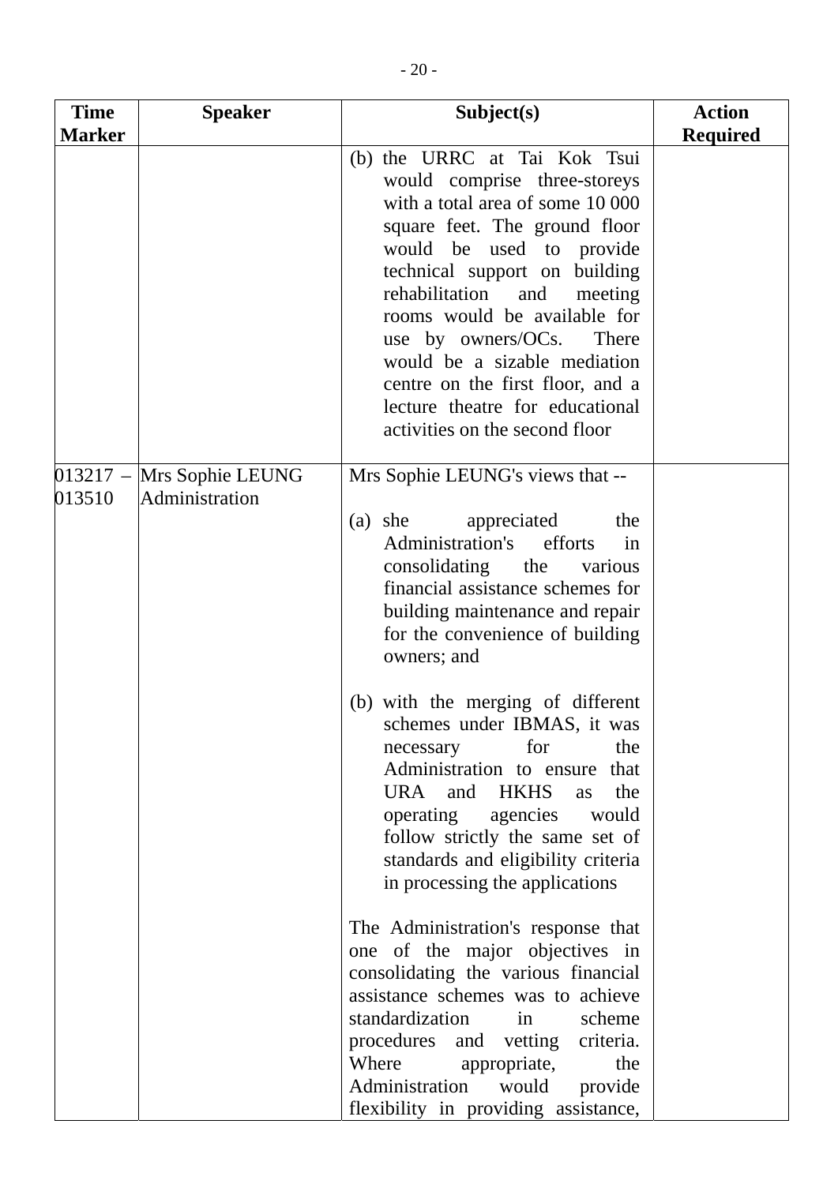| Time Marker | Speaker | Subject(s) | Action Required |
|---|---|---|---|
| | | (b) the URRC at Tai Kok Tsui would comprise three-storeys with a total area of some 10 000 square feet. The ground floor would be used to provide technical support on building rehabilitation and meeting rooms would be available for use by owners/OCs. There would be a sizable mediation centre on the first floor, and a lecture theatre for educational activities on the second floor | |
| 013217 – 013510 | Mrs Sophie LEUNG<br>Administration | Mrs Sophie LEUNG's views that --<br><br>(a) she appreciated the Administration's efforts in consolidating the various financial assistance schemes for building maintenance and repair for the convenience of building owners; and<br><br>(b) with the merging of different schemes under IBMAS, it was necessary for the Administration to ensure that URA and HKHS as the operating agencies would follow strictly the same set of standards and eligibility criteria in processing the applications<br><br>The Administration's response that one of the major objectives in consolidating the various financial assistance schemes was to achieve standardization in scheme procedures and vetting criteria. Where appropriate, the Administration would provide flexibility in providing assistance, | |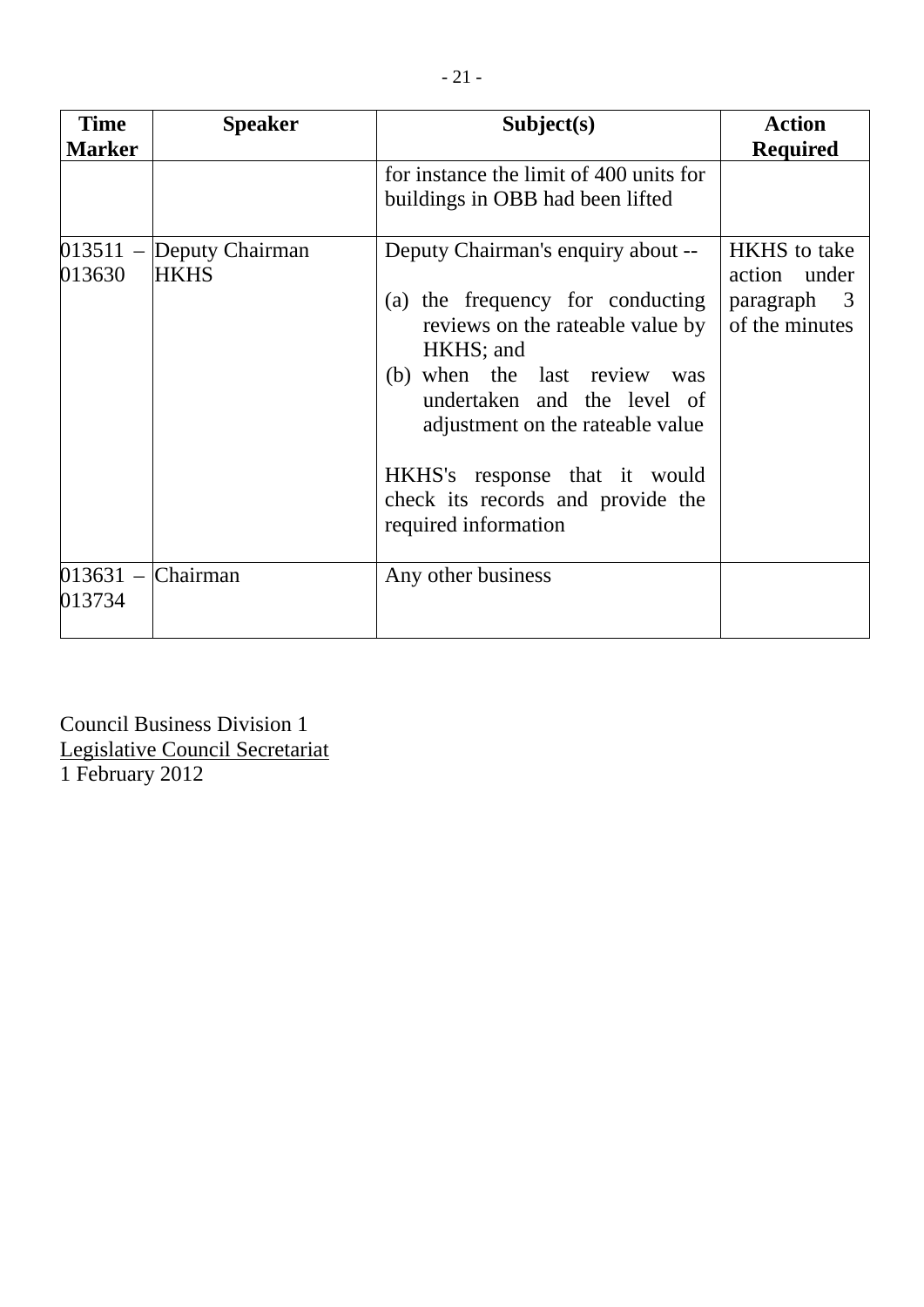| Time Marker | Speaker | Subject(s) | Action Required |
|---|---|---|---|
| | | for instance the limit of 400 units for buildings in OBB had been lifted | |
| 013511 – 013630 | Deputy Chairman<br>HKHS | Deputy Chairman's enquiry about --<br><br>(a) the frequency for conducting reviews on the rateable value by HKHS; and<br>(b) when the last review was undertaken and the level of adjustment on the rateable value<br><br>HKHS's response that it would check its records and provide the required information | HKHS to take action under paragraph 3 of the minutes |
| 013631 – 013734 | Chairman | Any other business | |

Council Business Division 1
Legislative Council Secretariat
1 February 2012